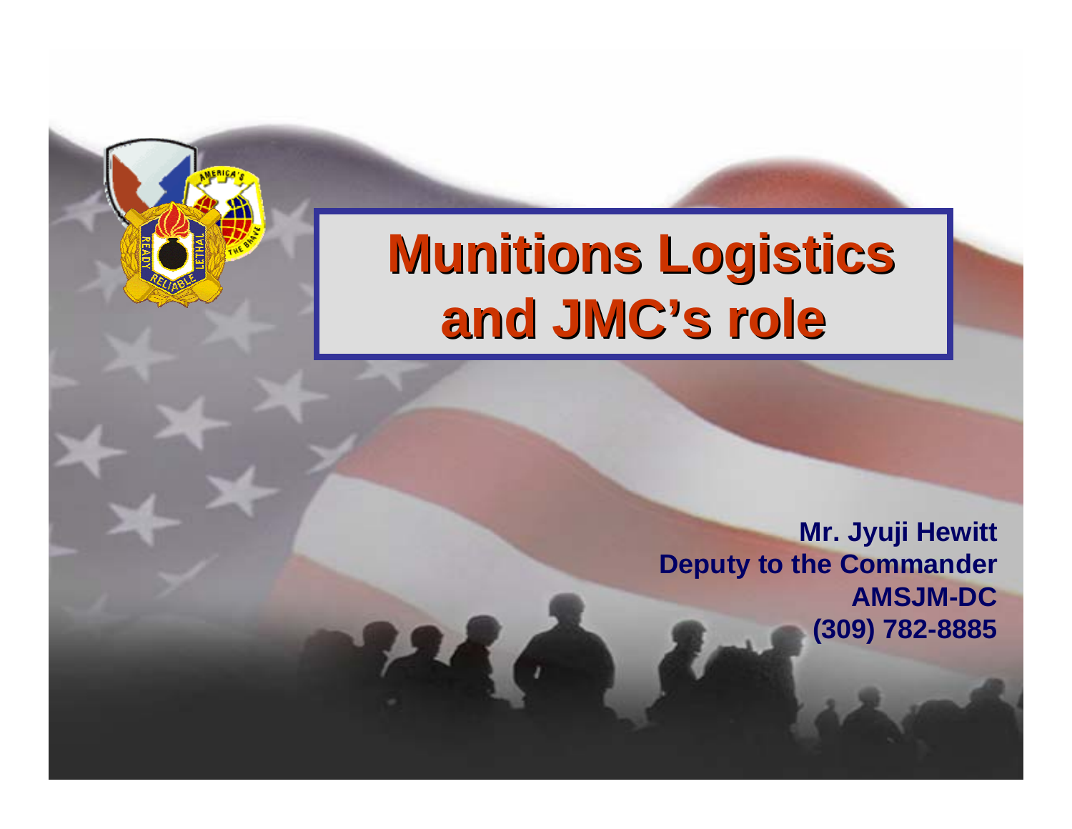# Munitions Logistics and JMC's role

**Mr. Jyuji Hewitt**
**Deputy to the Commander**
**AMSJM-DC**
**(309) 782-8885**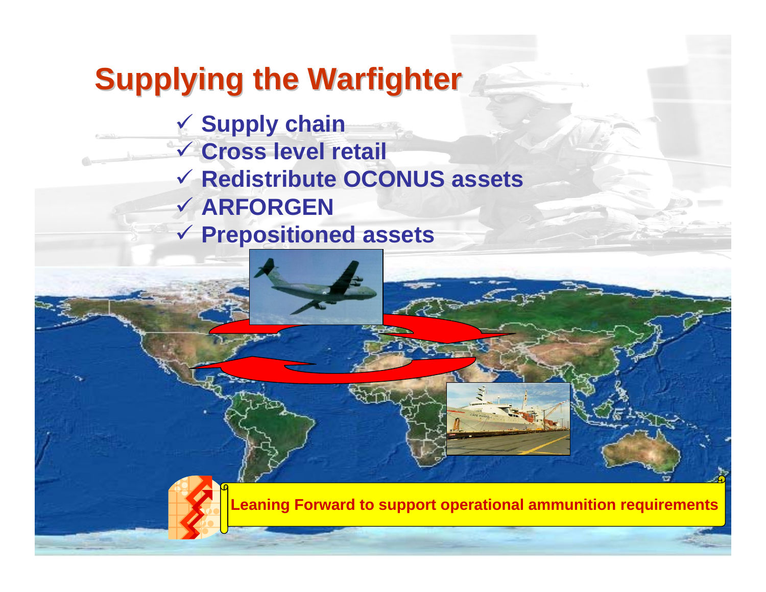# Supplying the Warfighter

- ✓ Supply chain
- ✓ Cross level retail
- ✓ Redistribute OCONUS assets
- ✓ ARFORGEN
- ✓ Prepositioned assets

Leaning Forward to support operational ammunition requirements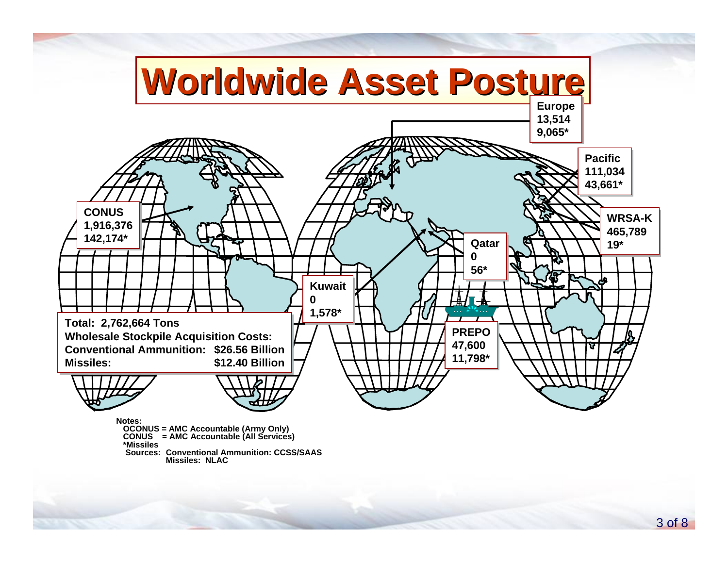# Worldwide Asset Posture

**Europe**
**13,514**
**9,065***

**Pacific**
**111,034**
**43,661***

**CONUS**
**1,916,376**
**142,174***

**WRSA-K**
**465,789**
**19***

**Qatar**
**0**
**56***

**Kuwait**
**0**
**1,578***

**PREPO**
**47,600**
**11,798***

**Total: 2,762,664 Tons**
**Wholesale Stockpile Acquisition Costs:**
**Conventional Ammunition: $26.56 Billion**
**Missiles: $12.40 Billion**

**Notes:**
OCONUS = AMC Accountable (Army Only)
CONUS = AMC Accountable (All Services)
*Missiles
Sources: Conventional Ammunition: CCSS/SAAS
Missiles: NLAC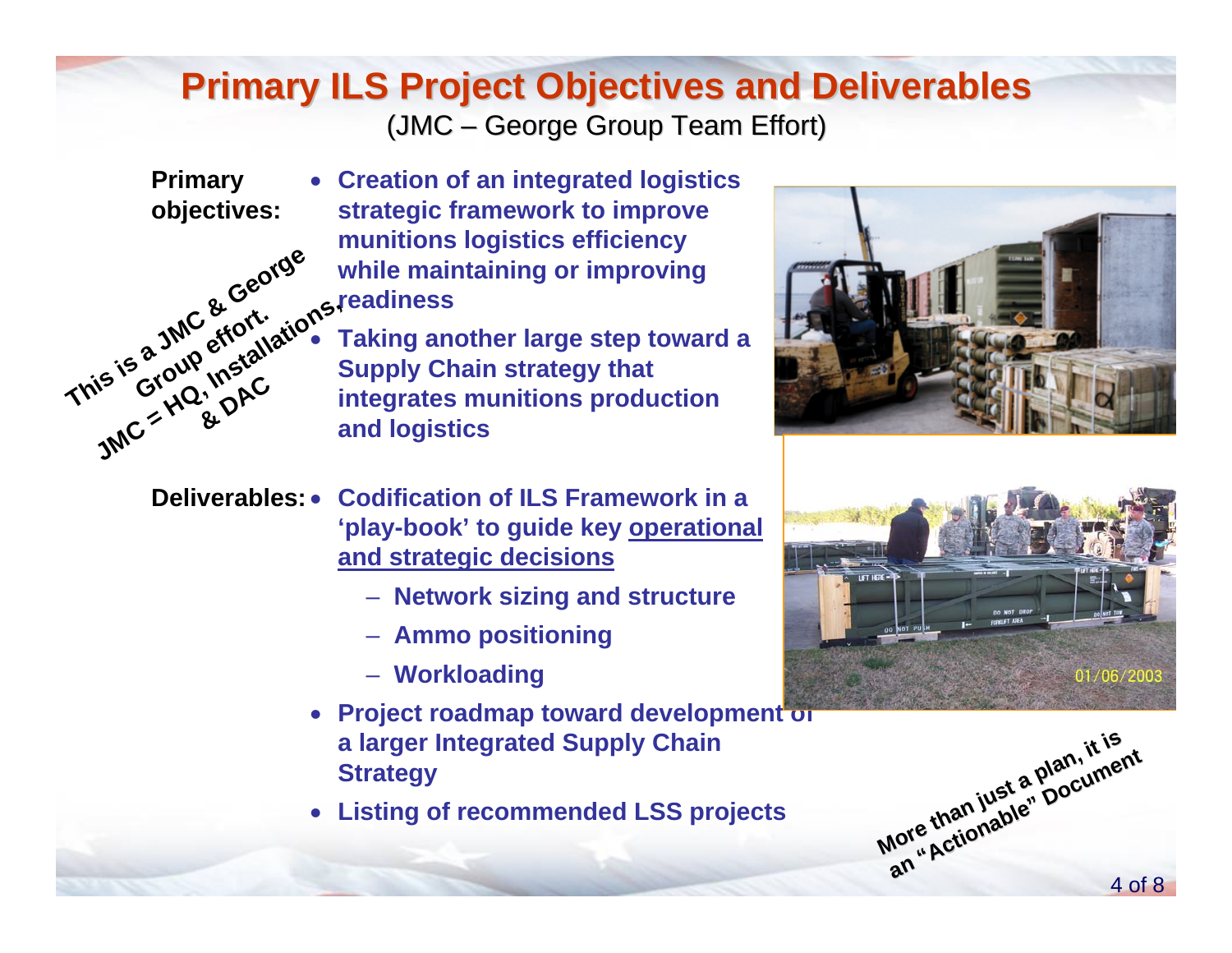# Primary ILS Project Objectives and Deliverables

(JMC – George Group Team Effort)

**Primary objectives:**

- **Creation of an integrated logistics strategic framework to improve munitions logistics efficiency while maintaining or improving readiness**
- **Taking another large step toward a Supply Chain strategy that integrates munitions production and logistics**

**This is a JMC & George Group effort. JMC = HQ, Installations, & DAC**

**Deliverables:**

- **Codification of ILS Framework in a 'play-book' to guide key operational and strategic decisions**
  - **Network sizing and structure**
  - **Ammo positioning**
  - **Workloading**
- **Project roadmap toward development of a larger Integrated Supply Chain Strategy**
- **Listing of recommended LSS projects**

**More than just a plan, it is an "Actionable" Document**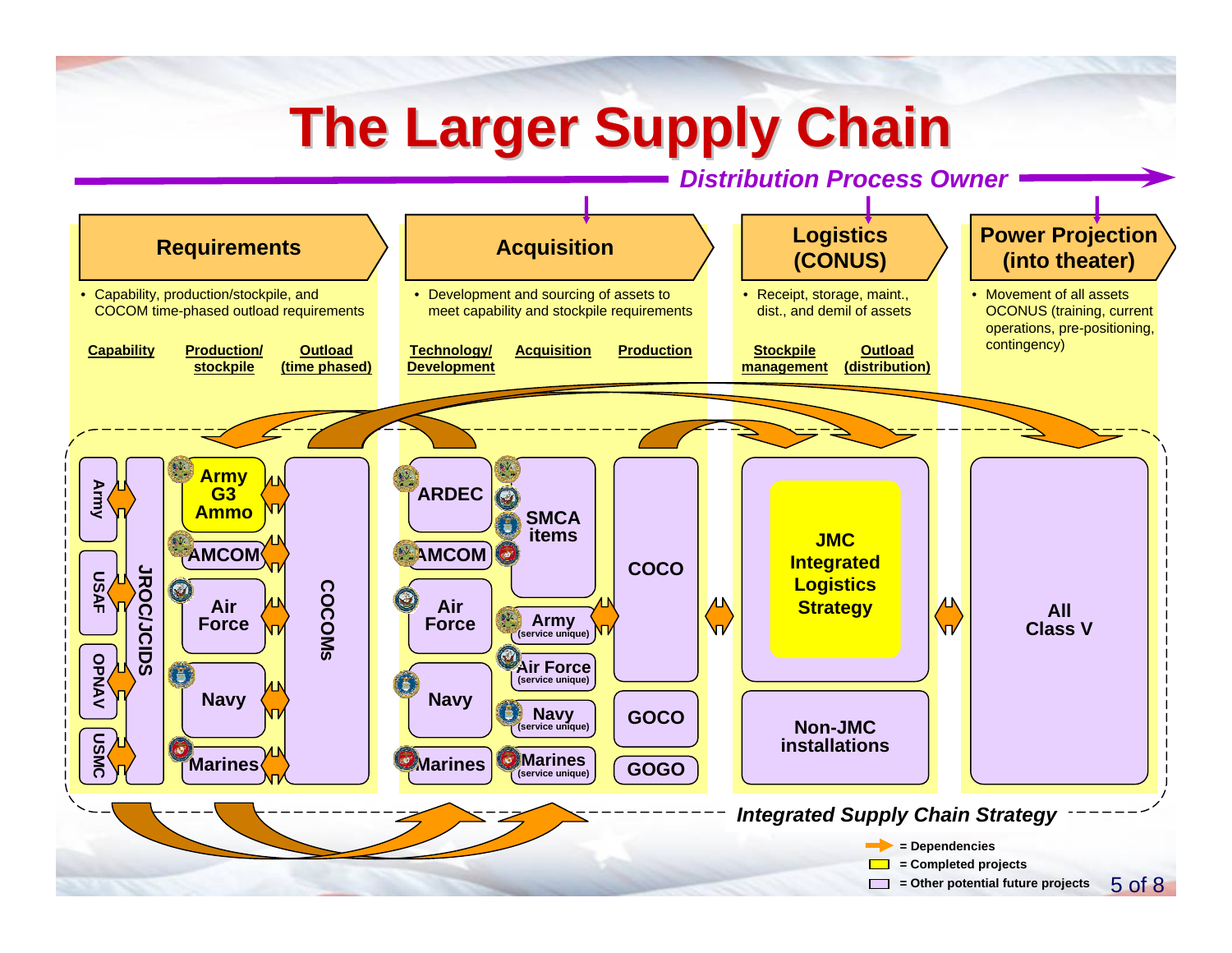# The Larger Supply Chain

*Distribution Process Owner*

## Requirements

- Capability, production/stockpile, and COCOM time-phased outload requirements

Capability | Production/stockpile | Outload (time phased)

Army | USAF | OPNAV | USMC

JROC/JCIDS

Army G3 Ammo | AMCOM | Air Force | Navy | Marines

COCOMs

## Acquisition

- Development and sourcing of assets to meet capability and stockpile requirements

Technology/Development | Acquisition | Production

ARDEC | AMCOM | Air Force | Navy | Marines

SMCA items

Army (service unique) | Air Force (service unique) | Navy (service unique) | Marines (service unique)

COCO | GOCO | GOGO

## Logistics (CONUS)

- Receipt, storage, maint., dist., and demil of assets

Stockpile management | Outload (distribution)

JMC Integrated Logistics Strategy

Non-JMC installations

## Power Projection (into theater)

- Movement of all assets OCONUS (training, current operations, pre-positioning, contingency)

All Class V

*Integrated Supply Chain Strategy*

- = Dependencies
- = Completed projects
- = Other potential future projects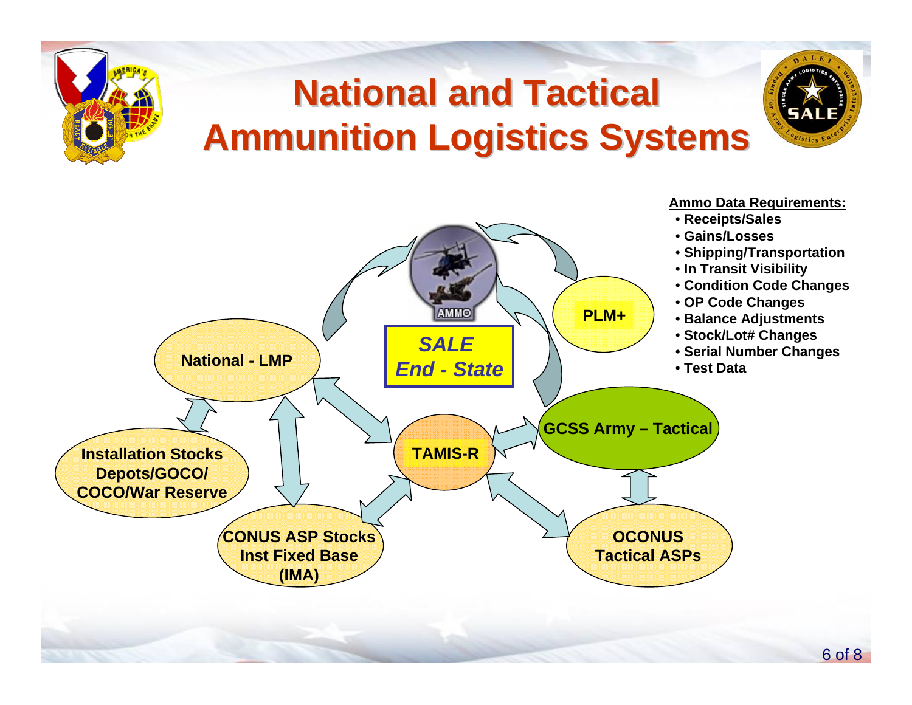# National and Tactical Ammunition Logistics Systems

**Ammo Data Requirements:**

- Receipts/Sales
- Gains/Losses
- Shipping/Transportation
- In Transit Visibility
- Condition Code Changes
- OP Code Changes
- Balance Adjustments
- Stock/Lot# Changes
- Serial Number Changes
- Test Data

AMMO

*SALE End - State*

PLM+

National - LMP

GCSS Army – Tactical

TAMIS-R

Installation Stocks Depots/GOCO/ COCO/War Reserve

CONUS ASP Stocks Inst Fixed Base (IMA)

OCONUS Tactical ASPs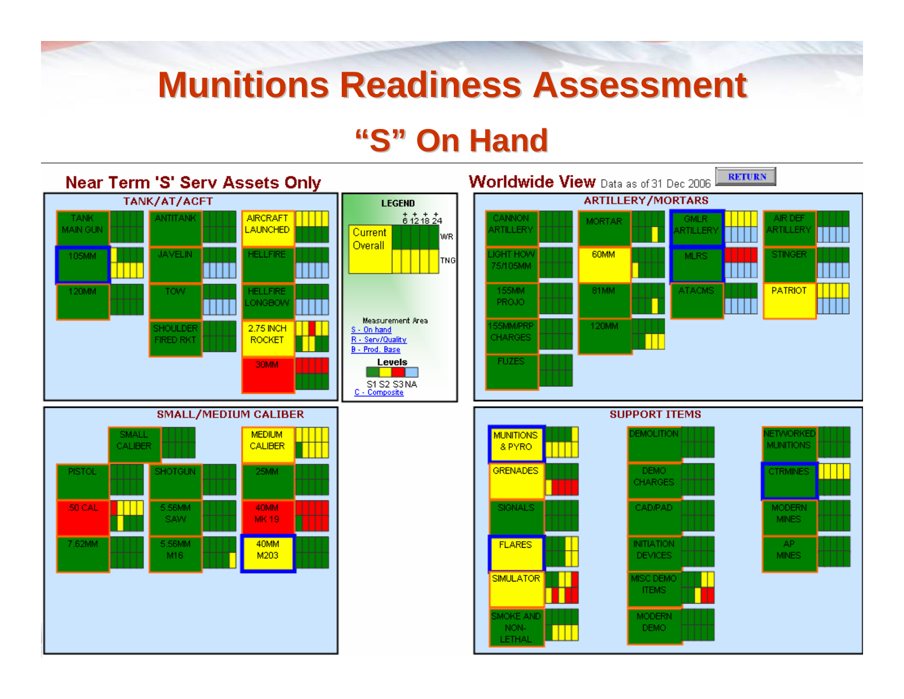# Munitions Readiness Assessment

## "S" On Hand

### Near Term 'S' Serv Assets Only

**TANK/AT/ACFT**

- TANK MAIN GUN
- 105MM
- 120MM
- ANTITANK
- JAVELIN
- TOW
- SHOULDER FIRED RKT
- AIRCRAFT LAUNCHED
- HELLFIRE
- HELLFIRE LONGBOW
- 2.75 INCH ROCKET
- 30MM

**LEGEND**

Current Overall

6 12 18 24

WR

TNG

Measurement Area

- S - On hand
- R - Serv/Quality
- B - Prod. Base

Levels

S1 S2 S3 NA

C - Composite

### Worldwide View Data as of 31 Dec 2006

RETURN

**ARTILLERY/MORTARS**

- CANNON ARTILLERY
- LIGHT HOW 75/105MM
- 155MM PROJO
- 155MM PRP CHARGES
- FUZES
- MORTAR
- 60MM
- 81MM
- 120MM
- GMLR ARTILLERY
- MLRS
- ATACMS
- AIR DEF ARTILLERY
- STINGER
- PATRIOT

**SMALL/MEDIUM CALIBER**

- SMALL CALIBER
- PISTOL
- 50 CAL
- 7.62MM
- SHOTGUN
- 5.56MM SAW
- 5.56MM M16
- MEDIUM CALIBER
- 25MM
- 40MM MK 19
- 40MM M203

**SUPPORT ITEMS**

- MUNITIONS & PYRO
- GRENADES
- SIGNALS
- FLARES
- SIMULATOR
- SMOKE AND NON-LETHAL
- DEMOLITION
- DEMO CHARGES
- CAD/PAD
- INITIATION DEVICES
- MISC DEMO ITEMS
- MODERN DEMO
- NETWORKED MUNITIONS
- CTRMINES
- MODERN MINES
- AP MINES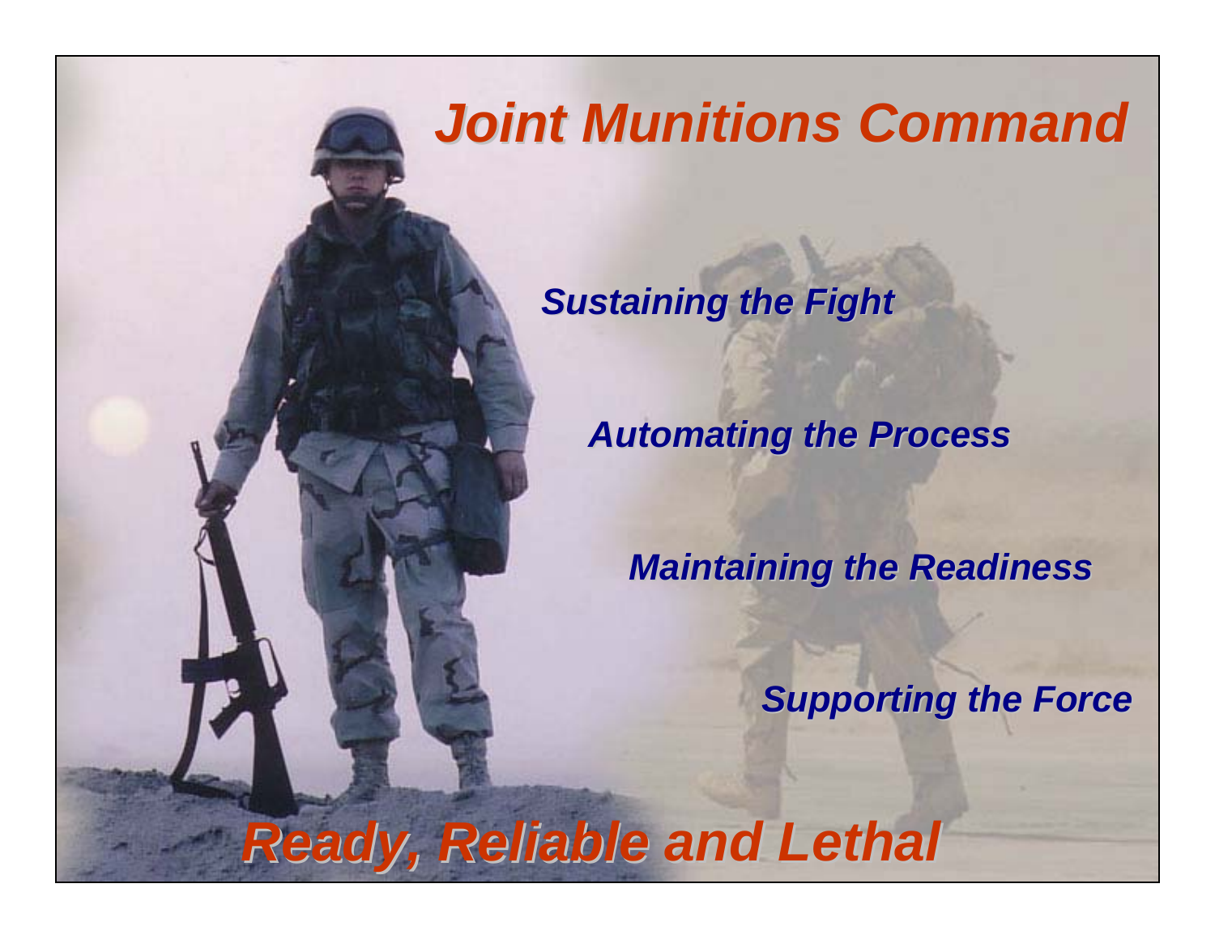# Joint Munitions Command

*Sustaining the Fight*

*Automating the Process*

*Maintaining the Readiness*

*Supporting the Force*

## *Ready, Reliable and Lethal*